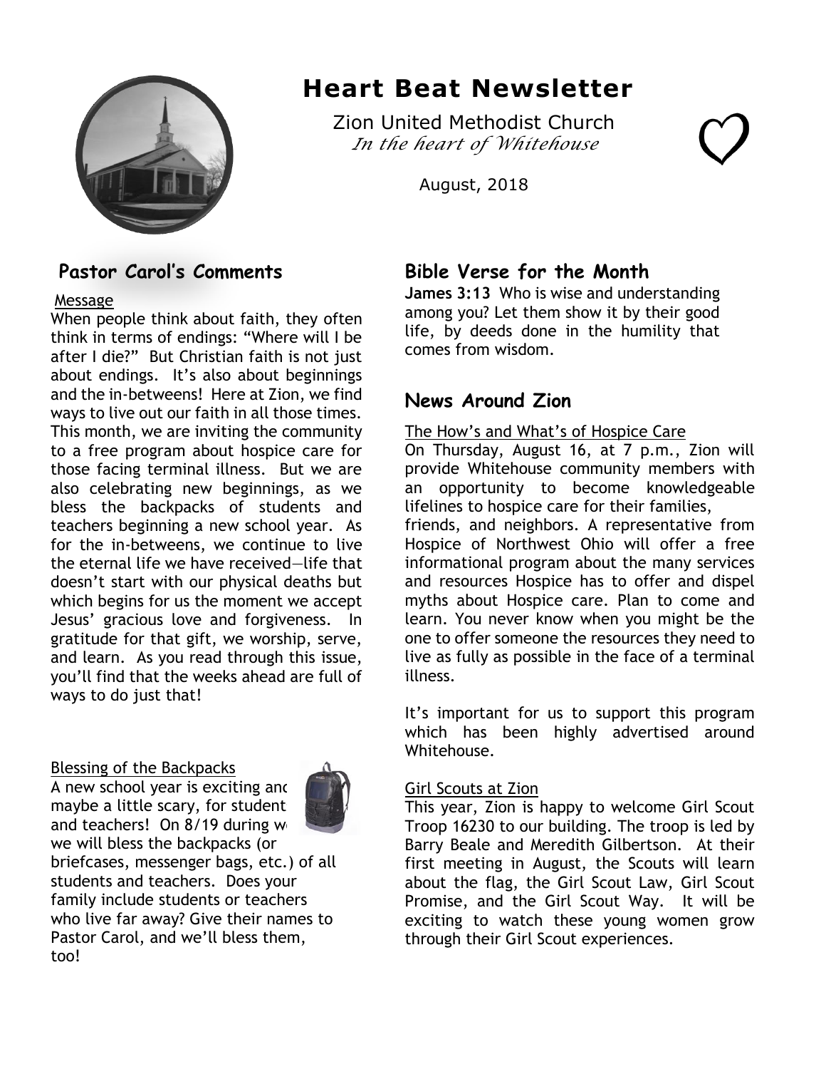# Heart Beat Newsletter

Zion United Methodist Church
*In the heart of Whitehouse*

August, 2018

## Pastor Carol's Comments

Message

When people think about faith, they often think in terms of endings: "Where will I be after I die?" But Christian faith is not just about endings. It's also about beginnings and the in-betweens! Here at Zion, we find ways to live out our faith in all those times. This month, we are inviting the community to a free program about hospice care for those facing terminal illness. But we are also celebrating new beginnings, as we bless the backpacks of students and teachers beginning a new school year. As for the in-betweens, we continue to live the eternal life we have received—life that doesn't start with our physical deaths but which begins for us the moment we accept Jesus' gracious love and forgiveness. In gratitude for that gift, we worship, serve, and learn. As you read through this issue, you'll find that the weeks ahead are full of ways to do just that!

Blessing of the Backpacks

A new school year is exciting and maybe a little scary, for students and teachers! On 8/19 during w we will bless the backpacks (or briefcases, messenger bags, etc.) of all students and teachers. Does your family include students or teachers who live far away? Give their names to Pastor Carol, and we'll bless them, too!

## Bible Verse for the Month

**James 3:13** Who is wise and understanding among you? Let them show it by their good life, by deeds done in the humility that comes from wisdom.

## News Around Zion

The How's and What's of Hospice Care

On Thursday, August 16, at 7 p.m., Zion will provide Whitehouse community members with an opportunity to become knowledgeable lifelines to hospice care for their families, friends, and neighbors. A representative from Hospice of Northwest Ohio will offer a free informational program about the many services and resources Hospice has to offer and dispel myths about Hospice care. Plan to come and learn. You never know when you might be the one to offer someone the resources they need to live as fully as possible in the face of a terminal illness.

It's important for us to support this program which has been highly advertised around Whitehouse.

Girl Scouts at Zion

This year, Zion is happy to welcome Girl Scout Troop 16230 to our building. The troop is led by Barry Beale and Meredith Gilbertson. At their first meeting in August, the Scouts will learn about the flag, the Girl Scout Law, Girl Scout Promise, and the Girl Scout Way. It will be exciting to watch these young women grow through their Girl Scout experiences.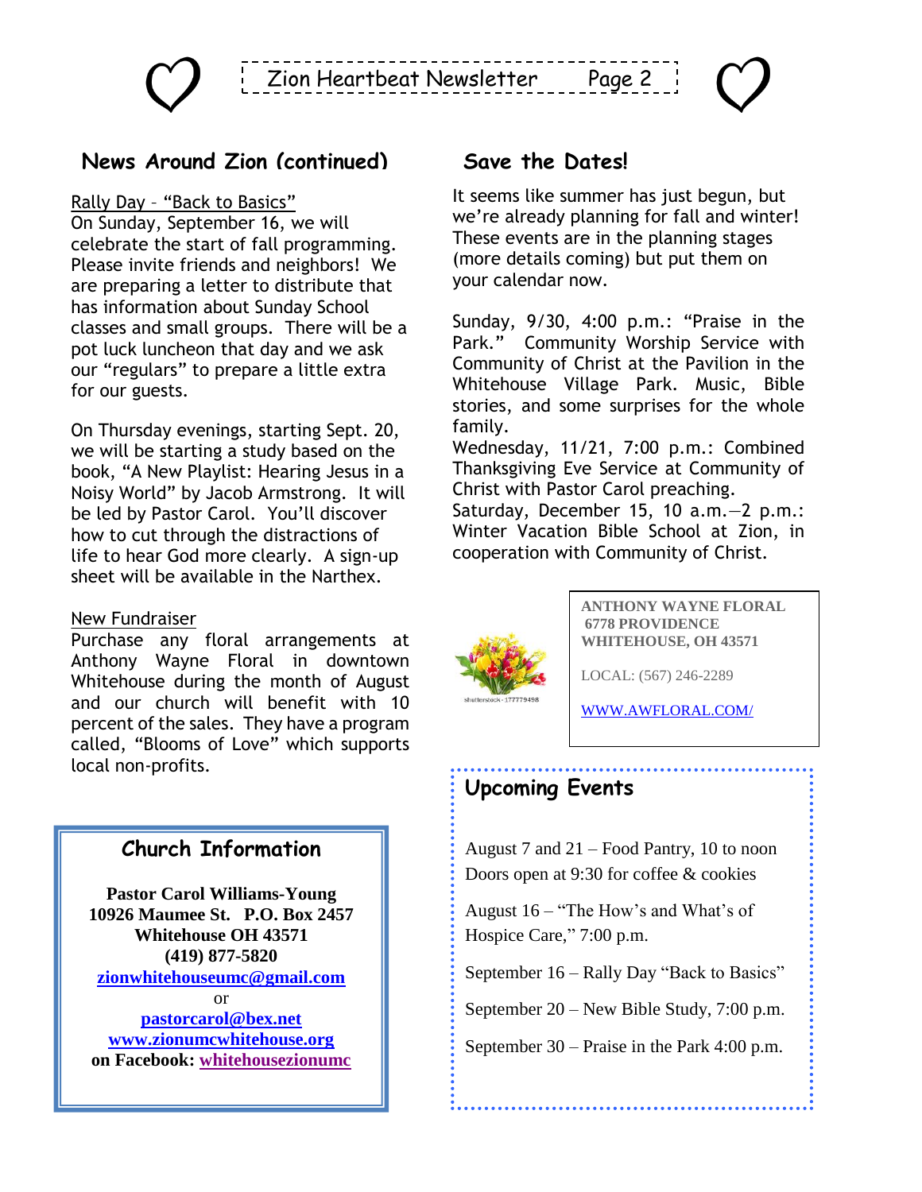## News Around Zion (continued)

Rally Day – "Back to Basics"

On Sunday, September 16, we will celebrate the start of fall programming. Please invite friends and neighbors! We are preparing a letter to distribute that has information about Sunday School classes and small groups. There will be a pot luck luncheon that day and we ask our "regulars" to prepare a little extra for our guests.

On Thursday evenings, starting Sept. 20, we will be starting a study based on the book, "A New Playlist: Hearing Jesus in a Noisy World" by Jacob Armstrong. It will be led by Pastor Carol. You'll discover how to cut through the distractions of life to hear God more clearly. A sign-up sheet will be available in the Narthex.

New Fundraiser

Purchase any floral arrangements at Anthony Wayne Floral in downtown Whitehouse during the month of August and our church will benefit with 10 percent of the sales. They have a program called, "Blooms of Love" which supports local non-profits.

### Church Information

**Pastor Carol Williams-Young**
**10926 Maumee St. P.O. Box 2457**
**Whitehouse OH 43571**
**(419) 877-5820**
**zionwhitehouseumc@gmail.com**
or
**pastorcarol@bex.net**
**www.zionumcwhitehouse.org**
**on Facebook: whitehousezionumc**

## Save the Dates!

It seems like summer has just begun, but we're already planning for fall and winter! These events are in the planning stages (more details coming) but put them on your calendar now.

Sunday, 9/30, 4:00 p.m.: "Praise in the Park." Community Worship Service with Community of Christ at the Pavilion in the Whitehouse Village Park. Music, Bible stories, and some surprises for the whole family.
Wednesday, 11/21, 7:00 p.m.: Combined Thanksgiving Eve Service at Community of Christ with Pastor Carol preaching.
Saturday, December 15, 10 a.m.—2 p.m.: Winter Vacation Bible School at Zion, in cooperation with Community of Christ.

shutterstock · 177779498

**ANTHONY WAYNE FLORAL**
**6778 PROVIDENCE**
**WHITEHOUSE, OH 43571**

LOCAL: (567) 246-2289

WWW.AWFLORAL.COM/

### Upcoming Events

August 7 and 21 – Food Pantry, 10 to noon
Doors open at 9:30 for coffee & cookies

August 16 – "The How's and What's of Hospice Care," 7:00 p.m.

September 16 – Rally Day "Back to Basics"

September 20 – New Bible Study, 7:00 p.m.

September 30 – Praise in the Park 4:00 p.m.